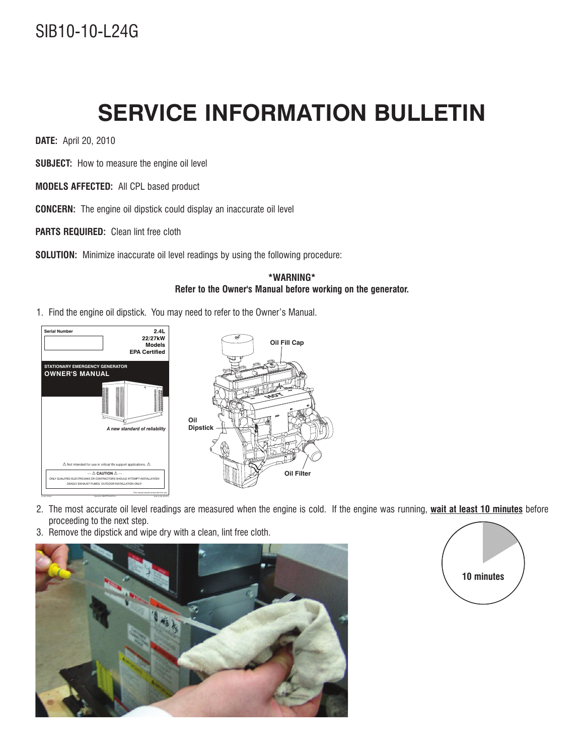SIB10-10-L24G

# SERVICE INFORMATION BULLETIN

**DATE:** April 20, 2010

**SUBJECT:** How to measure the engine oil level

**MODELS AFFECTED:** All CPL based product

**CONCERN:** The engine oil dipstick could display an inaccurate oil level

**PARTS REQUIRED:** Clean lint free cloth

**SOLUTION:** Minimize inaccurate oil level readings by using the following procedure:

**\*WARNING\***
**Refer to the Owner's Manual before working on the generator.**

1. Find the engine oil dipstick. You may need to refer to the Owner's Manual.

Oil Fill Cap

Oil Dipstick

Oil Filter

2. The most accurate oil level readings are measured when the engine is cold. If the engine was running, **wait at least 10 minutes** before proceeding to the next step.
3. Remove the dipstick and wipe dry with a clean, lint free cloth.

10 minutes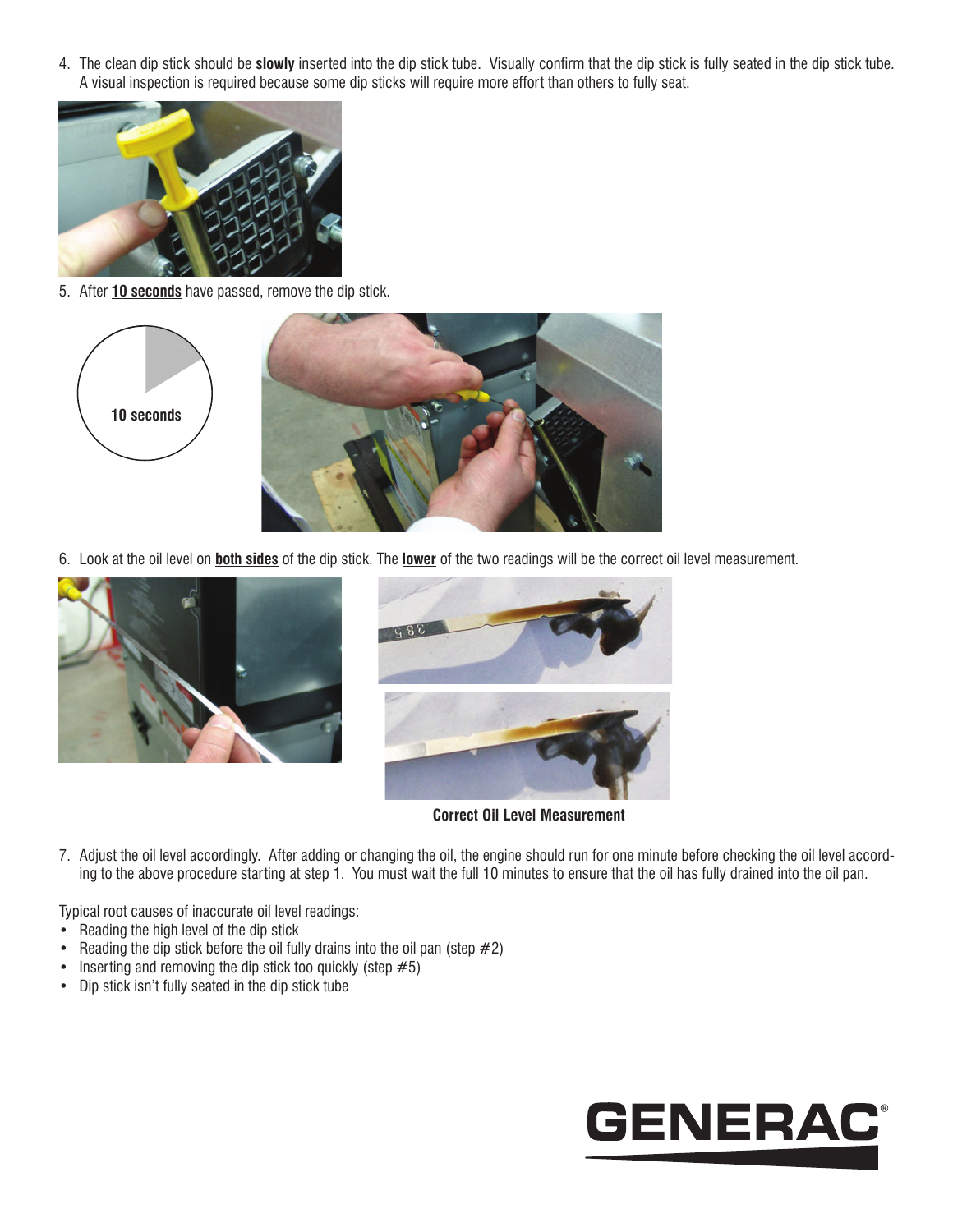4. The clean dip stick should be **slowly** inserted into the dip stick tube. Visually confirm that the dip stick is fully seated in the dip stick tube. A visual inspection is required because some dip sticks will require more effort than others to fully seat.

5. After **10 seconds** have passed, remove the dip stick.

10 seconds

6. Look at the oil level on **both sides** of the dip stick. The **lower** of the two readings will be the correct oil level measurement.

**Correct Oil Level Measurement**

7. Adjust the oil level accordingly. After adding or changing the oil, the engine should run for one minute before checking the oil level according to the above procedure starting at step 1. You must wait the full 10 minutes to ensure that the oil has fully drained into the oil pan.

Typical root causes of inaccurate oil level readings:

- Reading the high level of the dip stick
- Reading the dip stick before the oil fully drains into the oil pan (step #2)
- Inserting and removing the dip stick too quickly (step #5)
- Dip stick isn't fully seated in the dip stick tube

GENERAC®